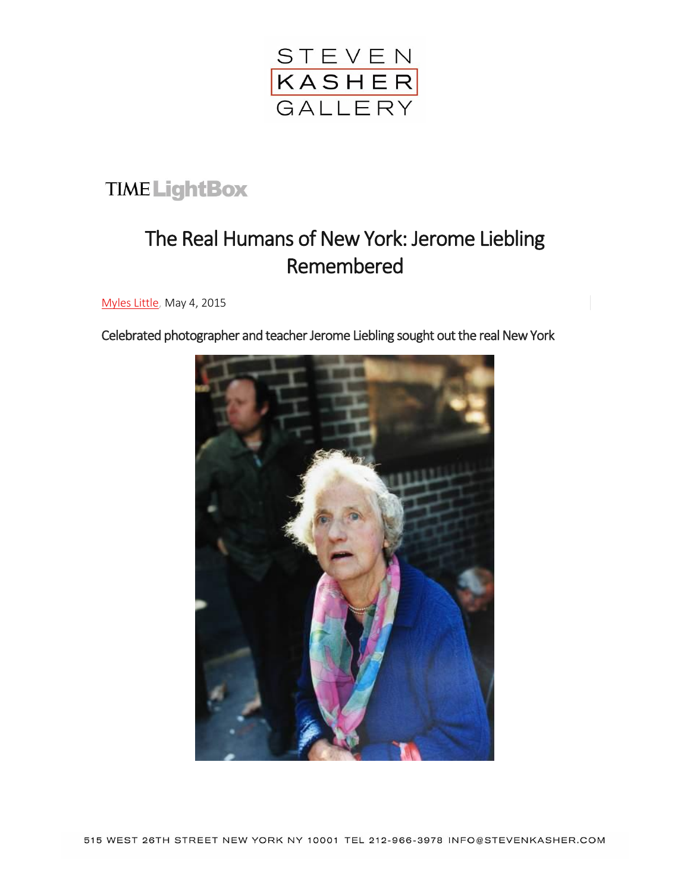STEVEN KASHER GALLERY

TIME LightBox

# The Real Humans of New York: Jerome Liebling Remembered

Myles Little, May 4, 2015

Celebrated photographer and teacher Jerome Liebling sought out the real New York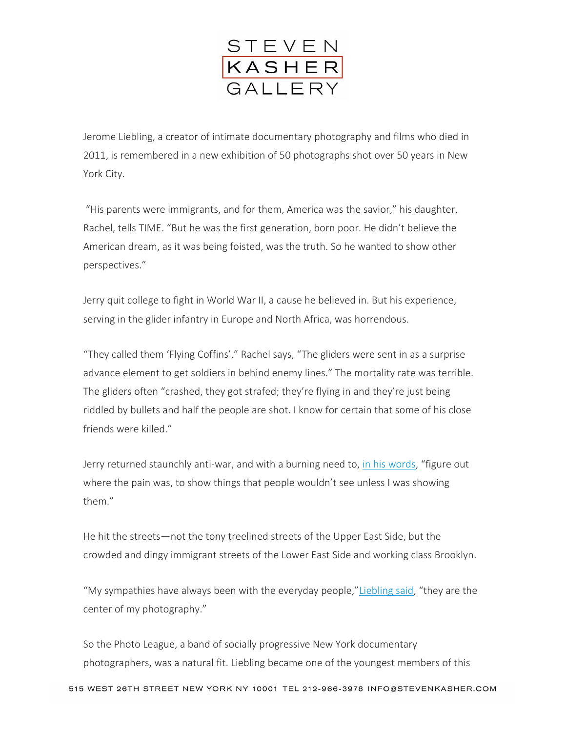Jerome Liebling, a creator of intimate documentary photography and films who died in 2011, is remembered in a new exhibition of 50 photographs shot over 50 years in New York City.

"His parents were immigrants, and for them, America was the savior," his daughter, Rachel, tells TIME. "But he was the first generation, born poor. He didn't believe the American dream, as it was being foisted, was the truth. So he wanted to show other perspectives."

Jerry quit college to fight in World War II, a cause he believed in. But his experience, serving in the glider infantry in Europe and North Africa, was horrendous.

"They called them 'Flying Coffins'," Rachel says, "The gliders were sent in as a surprise advance element to get soldiers in behind enemy lines." The mortality rate was terrible. The gliders often "crashed, they got strafed; they're flying in and they're just being riddled by bullets and half the people are shot. I know for certain that some of his close friends were killed."

Jerry returned staunchly anti-war, and with a burning need to, in his words, "figure out where the pain was, to show things that people wouldn't see unless I was showing them."

He hit the streets—not the tony treelined streets of the Upper East Side, but the crowded and dingy immigrant streets of the Lower East Side and working class Brooklyn.

"My sympathies have always been with the everyday people," Liebling said, "they are the center of my photography."

So the Photo League, a band of socially progressive New York documentary photographers, was a natural fit. Liebling became one of the youngest members of this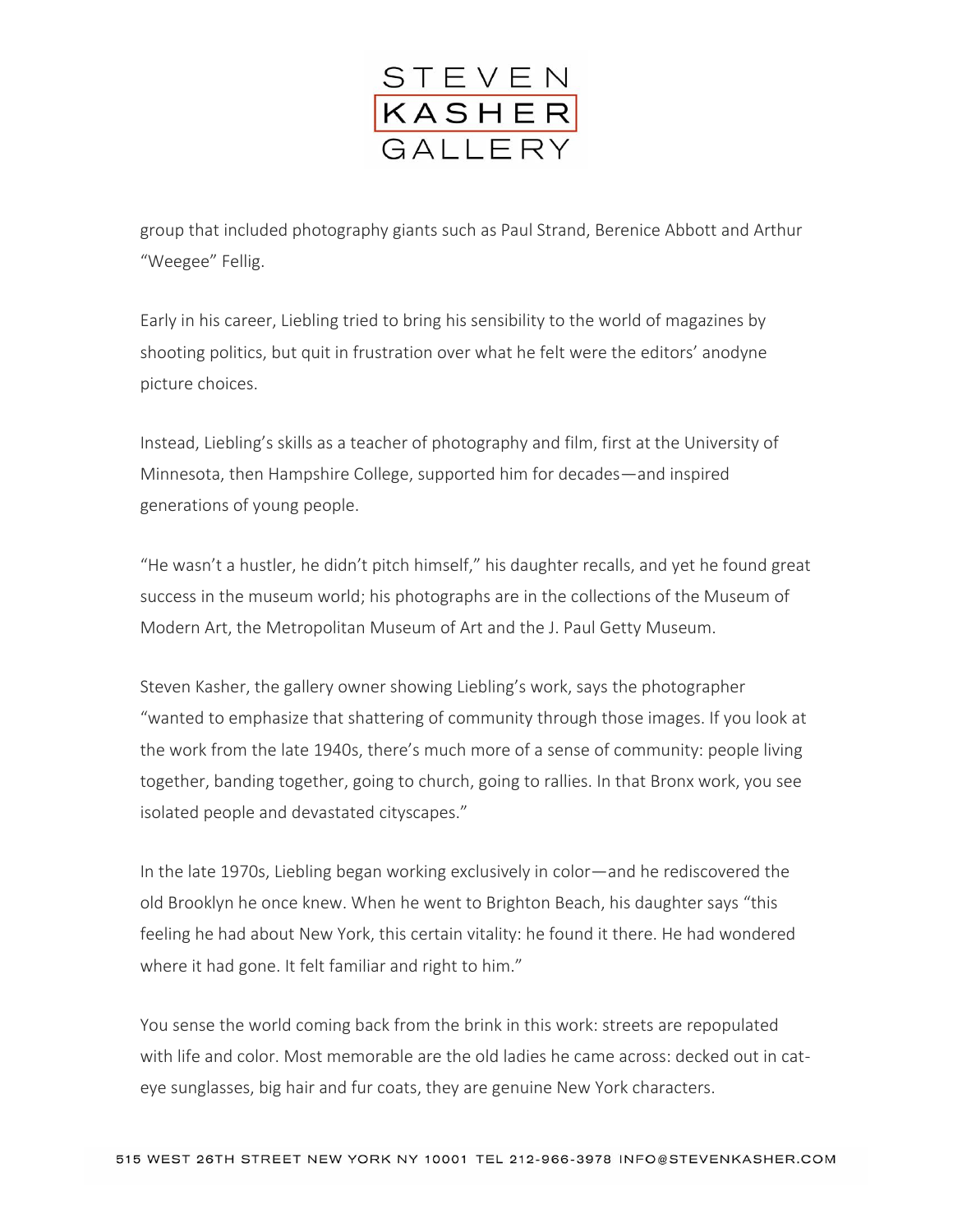group that included photography giants such as Paul Strand, Berenice Abbott and Arthur "Weegee" Fellig.

Early in his career, Liebling tried to bring his sensibility to the world of magazines by shooting politics, but quit in frustration over what he felt were the editors' anodyne picture choices.

Instead, Liebling's skills as a teacher of photography and film, first at the University of Minnesota, then Hampshire College, supported him for decades—and inspired generations of young people.

"He wasn't a hustler, he didn't pitch himself," his daughter recalls, and yet he found great success in the museum world; his photographs are in the collections of the Museum of Modern Art, the Metropolitan Museum of Art and the J. Paul Getty Museum.

Steven Kasher, the gallery owner showing Liebling's work, says the photographer "wanted to emphasize that shattering of community through those images. If you look at the work from the late 1940s, there's much more of a sense of community: people living together, banding together, going to church, going to rallies. In that Bronx work, you see isolated people and devastated cityscapes."

In the late 1970s, Liebling began working exclusively in color—and he rediscovered the old Brooklyn he once knew. When he went to Brighton Beach, his daughter says "this feeling he had about New York, this certain vitality: he found it there. He had wondered where it had gone. It felt familiar and right to him."

You sense the world coming back from the brink in this work: streets are repopulated with life and color. Most memorable are the old ladies he came across: decked out in cat-eye sunglasses, big hair and fur coats, they are genuine New York characters.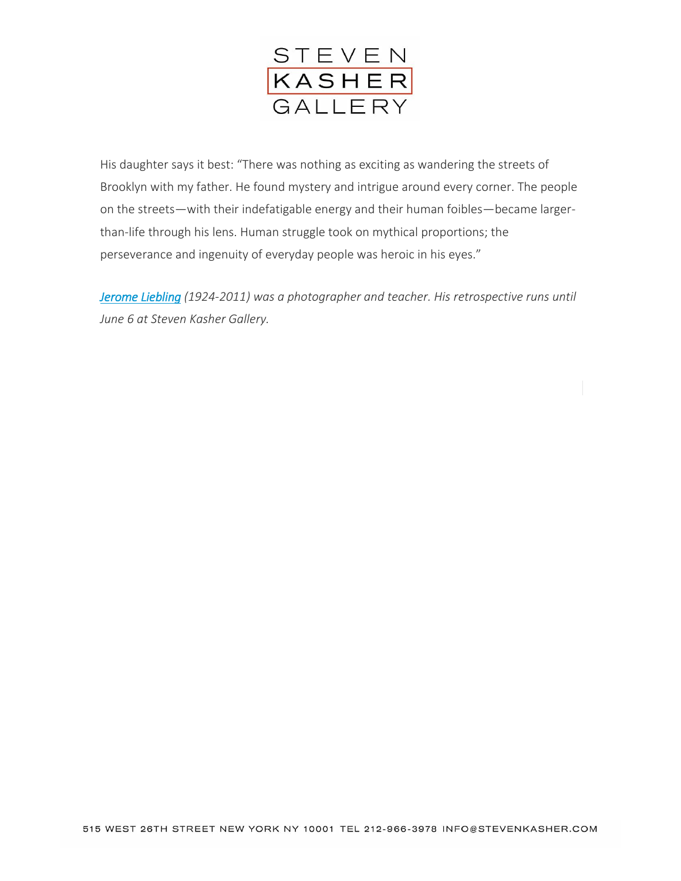His daughter says it best: "There was nothing as exciting as wandering the streets of Brooklyn with my father. He found mystery and intrigue around every corner. The people on the streets—with their indefatigable energy and their human foibles—became larger-than-life through his lens. Human struggle took on mythical proportions; the perseverance and ingenuity of everyday people was heroic in his eyes."

*Jerome Liebling (1924-2011) was a photographer and teacher. His retrospective runs until June 6 at Steven Kasher Gallery.*